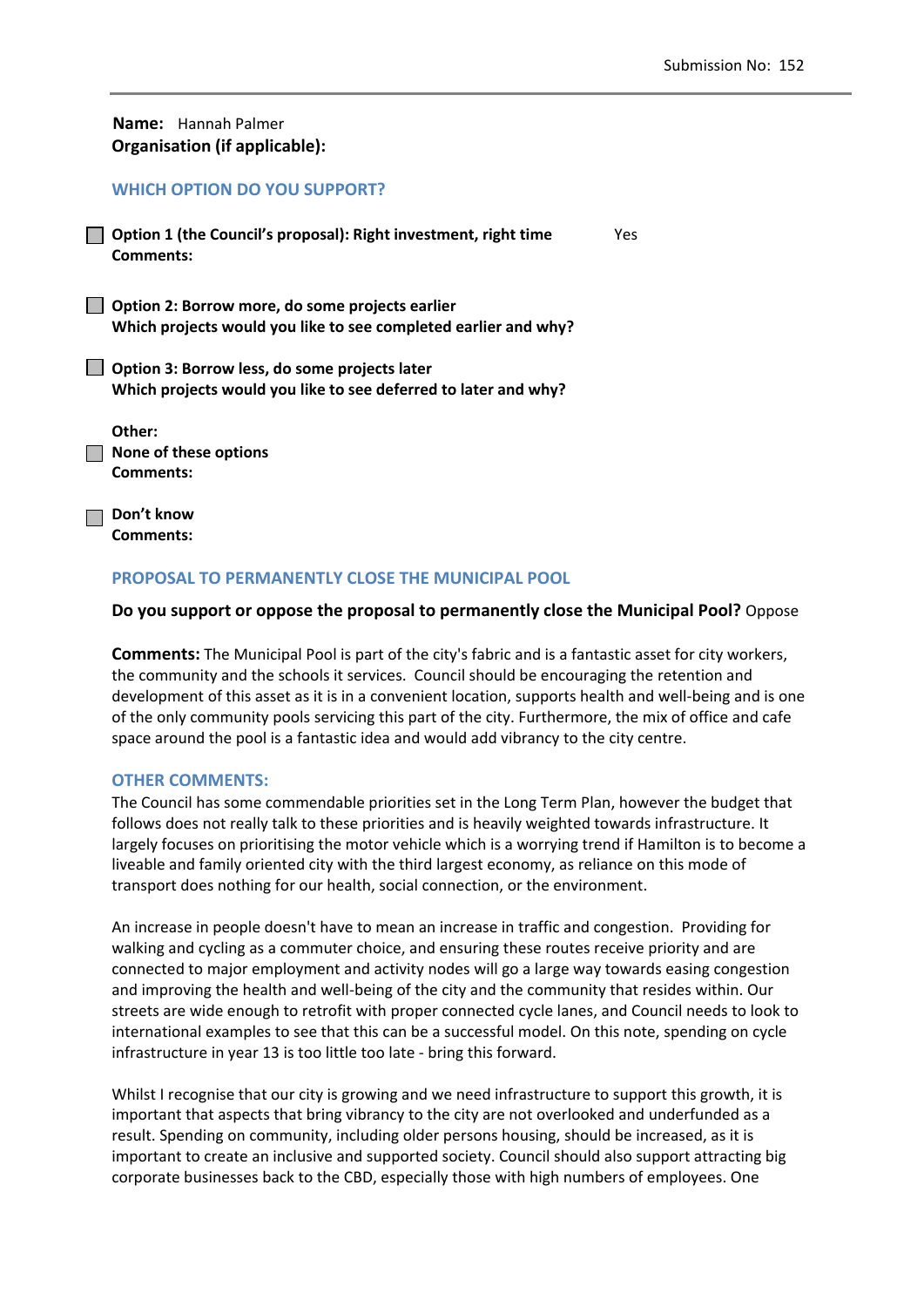Submission No: 152

**Name:** Hannah Palmer
**Organisation (if applicable):**

## WHICH OPTION DO YOU SUPPORT?

☐ **Option 1 (the Council's proposal): Right investment, right time** Yes
**Comments:**

☐ **Option 2: Borrow more, do some projects earlier**
**Which projects would you like to see completed earlier and why?**

☐ **Option 3: Borrow less, do some projects later**
**Which projects would you like to see deferred to later and why?**

**Other:**
☐ **None of these options**
**Comments:**

☐ **Don't know**
**Comments:**

## PROPOSAL TO PERMANENTLY CLOSE THE MUNICIPAL POOL

**Do you support or oppose the proposal to permanently close the Municipal Pool?** Oppose

**Comments:** The Municipal Pool is part of the city's fabric and is a fantastic asset for city workers, the community and the schools it services. Council should be encouraging the retention and development of this asset as it is in a convenient location, supports health and well-being and is one of the only community pools servicing this part of the city. Furthermore, the mix of office and cafe space around the pool is a fantastic idea and would add vibrancy to the city centre.

## OTHER COMMENTS:

The Council has some commendable priorities set in the Long Term Plan, however the budget that follows does not really talk to these priorities and is heavily weighted towards infrastructure. It largely focuses on prioritising the motor vehicle which is a worrying trend if Hamilton is to become a liveable and family oriented city with the third largest economy, as reliance on this mode of transport does nothing for our health, social connection, or the environment.

An increase in people doesn't have to mean an increase in traffic and congestion. Providing for walking and cycling as a commuter choice, and ensuring these routes receive priority and are connected to major employment and activity nodes will go a large way towards easing congestion and improving the health and well-being of the city and the community that resides within. Our streets are wide enough to retrofit with proper connected cycle lanes, and Council needs to look to international examples to see that this can be a successful model. On this note, spending on cycle infrastructure in year 13 is too little too late - bring this forward.

Whilst I recognise that our city is growing and we need infrastructure to support this growth, it is important that aspects that bring vibrancy to the city are not overlooked and underfunded as a result. Spending on community, including older persons housing, should be increased, as it is important to create an inclusive and supported society. Council should also support attracting big corporate businesses back to the CBD, especially those with high numbers of employees. One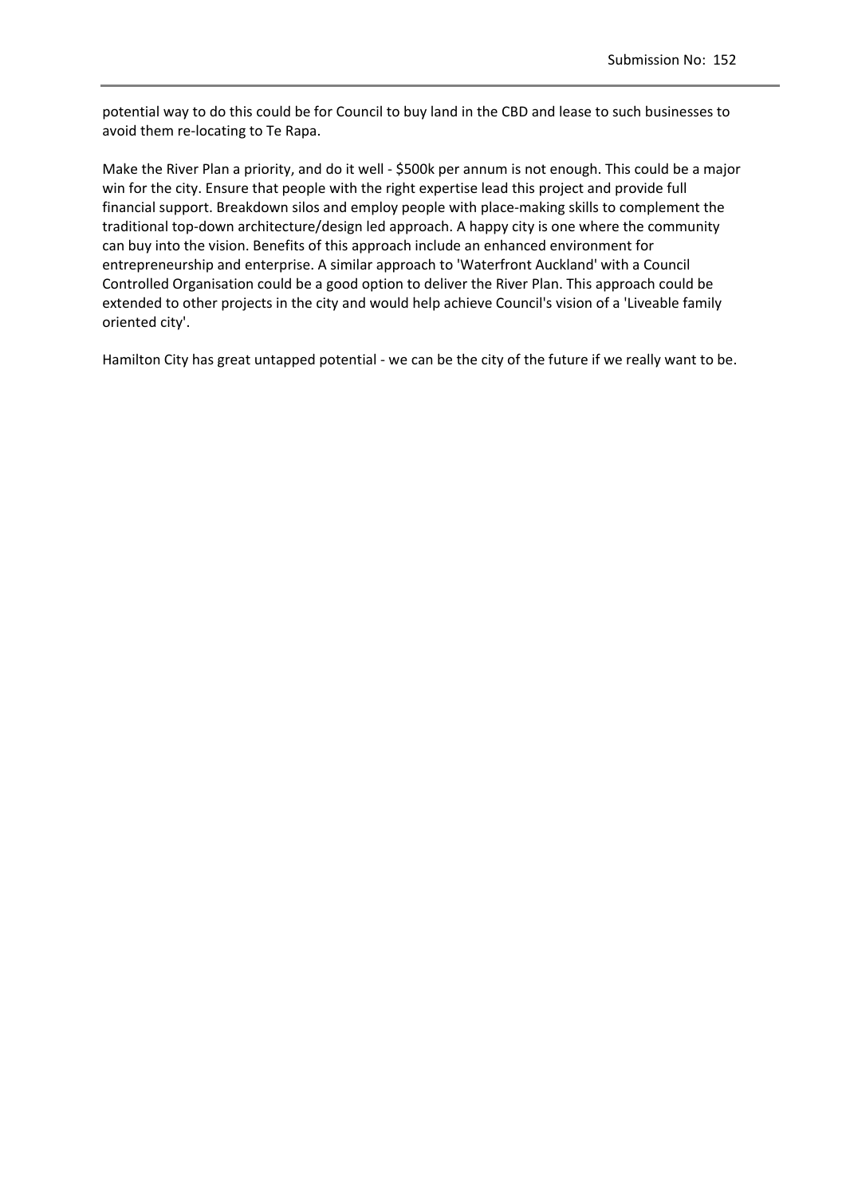potential way to do this could be for Council to buy land in the CBD and lease to such businesses to avoid them re-locating to Te Rapa.

Make the River Plan a priority, and do it well - $500k per annum is not enough. This could be a major win for the city. Ensure that people with the right expertise lead this project and provide full financial support. Breakdown silos and employ people with place-making skills to complement the traditional top-down architecture/design led approach. A happy city is one where the community can buy into the vision. Benefits of this approach include an enhanced environment for entrepreneurship and enterprise. A similar approach to 'Waterfront Auckland' with a Council Controlled Organisation could be a good option to deliver the River Plan. This approach could be extended to other projects in the city and would help achieve Council's vision of a 'Liveable family oriented city'.

Hamilton City has great untapped potential - we can be the city of the future if we really want to be.